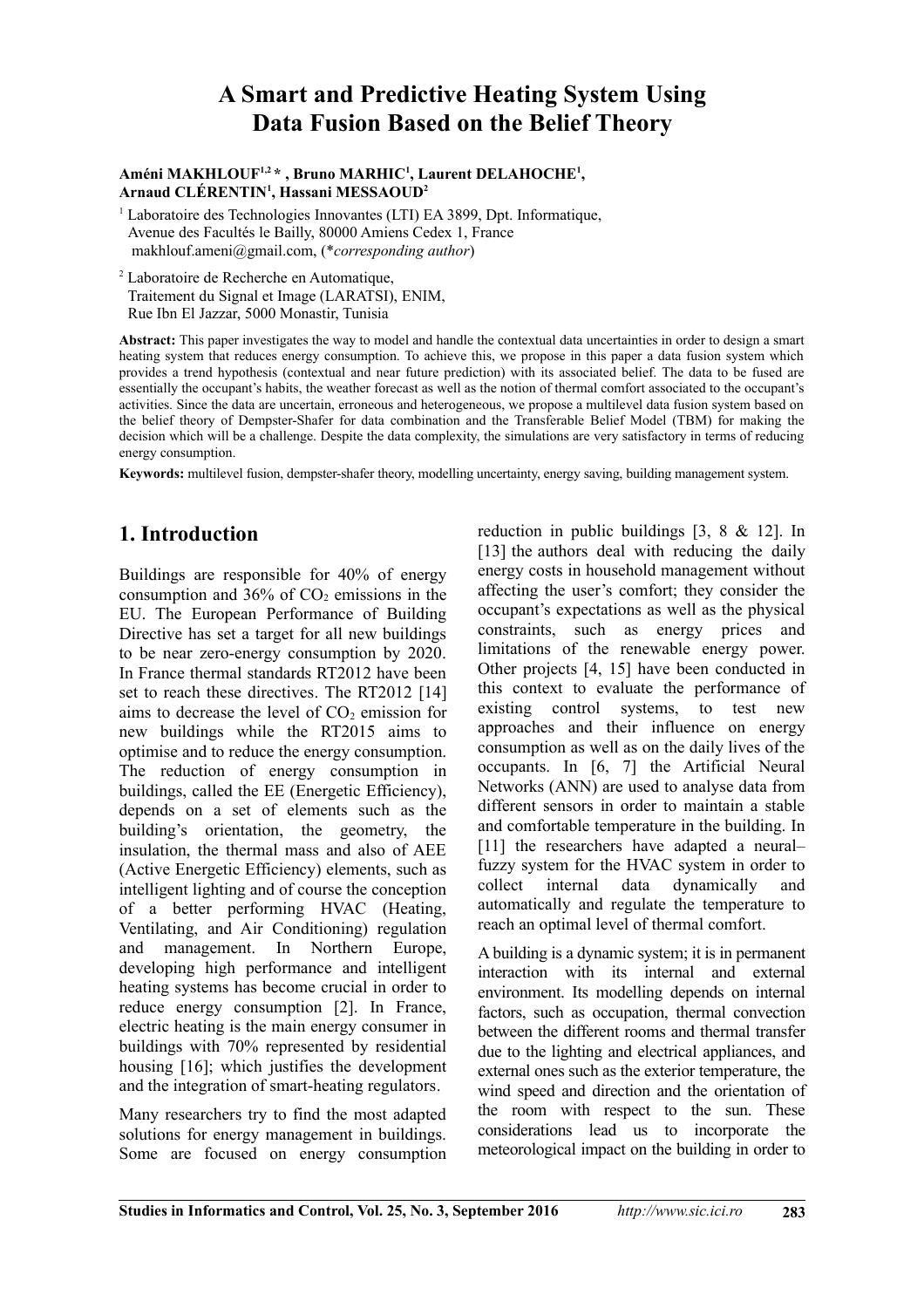# A Smart and Predictive Heating System Using Data Fusion Based on the Belief Theory

**Améni MAKHLOUF[1,2] * , Bruno MARHIC[1], Laurent DELAHOCHE[1], Arnaud CLÉRENTIN[1], Hassani MESSAOUD[2]**

[1] Laboratoire des Technologies Innovantes (LTI) EA 3899, Dpt. Informatique, Avenue des Facultés le Bailly, 80000 Amiens Cedex 1, France
makhlouf.ameni@gmail.com, (*\*corresponding author*)

[2] Laboratoire de Recherche en Automatique, Traitement du Signal et Image (LARATSI), ENIM, Rue Ibn El Jazzar, 5000 Monastir, Tunisia

**Abstract:** This paper investigates the way to model and handle the contextual data uncertainties in order to design a smart heating system that reduces energy consumption. To achieve this, we propose in this paper a data fusion system which provides a trend hypothesis (contextual and near future prediction) with its associated belief. The data to be fused are essentially the occupant's habits, the weather forecast as well as the notion of thermal comfort associated to the occupant's activities. Since the data are uncertain, erroneous and heterogeneous, we propose a multilevel data fusion system based on the belief theory of Dempster-Shafer for data combination and the Transferable Belief Model (TBM) for making the decision which will be a challenge. Despite the data complexity, the simulations are very satisfactory in terms of reducing energy consumption.

**Keywords:** multilevel fusion, dempster-shafer theory, modelling uncertainty, energy saving, building management system.

## 1. Introduction

Buildings are responsible for 40% of energy consumption and 36% of $CO_2$ emissions in the EU. The European Performance of Building Directive has set a target for all new buildings to be near zero-energy consumption by 2020. In France thermal standards RT2012 have been set to reach these directives. The RT2012 [14] aims to decrease the level of $CO_2$ emission for new buildings while the RT2015 aims to optimise and to reduce the energy consumption. The reduction of energy consumption in buildings, called the EE (Energetic Efficiency), depends on a set of elements such as the building's orientation, the geometry, the insulation, the thermal mass and also of AEE (Active Energetic Efficiency) elements, such as intelligent lighting and of course the conception of a better performing HVAC (Heating, Ventilating, and Air Conditioning) regulation and management. In Northern Europe, developing high performance and intelligent heating systems has become crucial in order to reduce energy consumption [2]. In France, electric heating is the main energy consumer in buildings with 70% represented by residential housing [16]; which justifies the development and the integration of smart-heating regulators.

Many researchers try to find the most adapted solutions for energy management in buildings. Some are focused on energy consumption reduction in public buildings [3, 8 & 12]. In [13] the authors deal with reducing the daily energy costs in household management without affecting the user's comfort; they consider the occupant's expectations as well as the physical constraints, such as energy prices and limitations of the renewable energy power. Other projects [4, 15] have been conducted in this context to evaluate the performance of existing control systems, to test new approaches and their influence on energy consumption as well as on the daily lives of the occupants. In [6, 7] the Artificial Neural Networks (ANN) are used to analyse data from different sensors in order to maintain a stable and comfortable temperature in the building. In [11] the researchers have adapted a neural–fuzzy system for the HVAC system in order to collect internal data dynamically and automatically and regulate the temperature to reach an optimal level of thermal comfort.

A building is a dynamic system; it is in permanent interaction with its internal and external environment. Its modelling depends on internal factors, such as occupation, thermal convection between the different rooms and thermal transfer due to the lighting and electrical appliances, and external ones such as the exterior temperature, the wind speed and direction and the orientation of the room with respect to the sun. These considerations lead us to incorporate the meteorological impact on the building in order to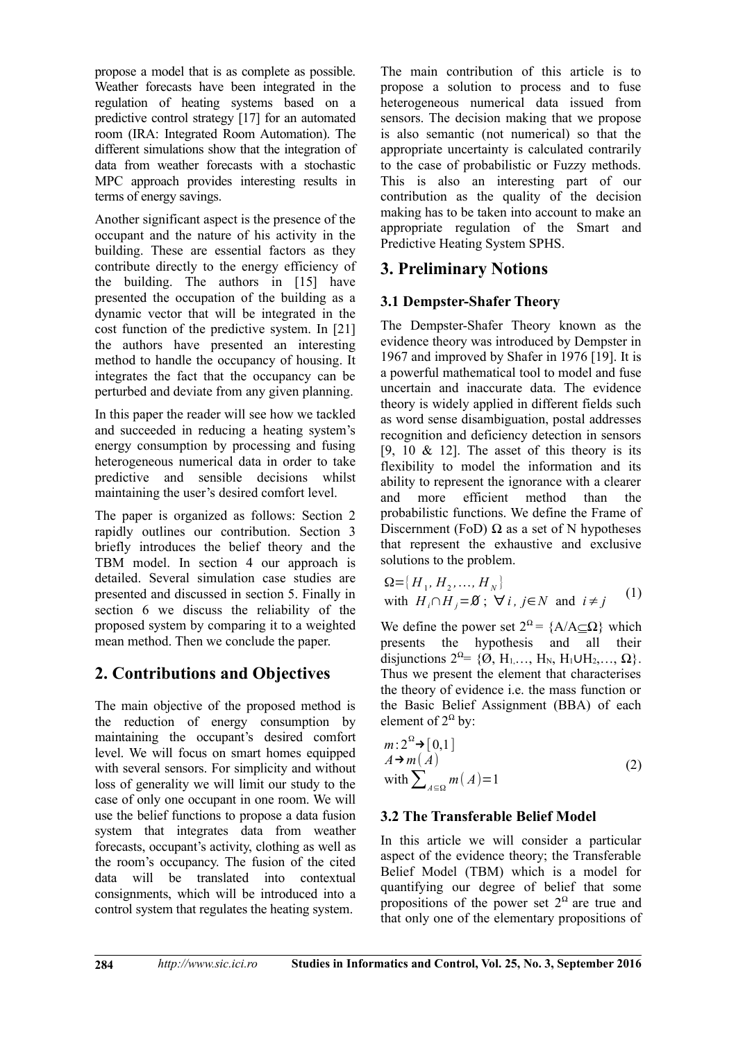propose a model that is as complete as possible. Weather forecasts have been integrated in the regulation of heating systems based on a predictive control strategy [17] for an automated room (IRA: Integrated Room Automation). The different simulations show that the integration of data from weather forecasts with a stochastic MPC approach provides interesting results in terms of energy savings.

Another significant aspect is the presence of the occupant and the nature of his activity in the building. These are essential factors as they contribute directly to the energy efficiency of the building. The authors in [15] have presented the occupation of the building as a dynamic vector that will be integrated in the cost function of the predictive system. In [21] the authors have presented an interesting method to handle the occupancy of housing. It integrates the fact that the occupancy can be perturbed and deviate from any given planning.

In this paper the reader will see how we tackled and succeeded in reducing a heating system's energy consumption by processing and fusing heterogeneous numerical data in order to take predictive and sensible decisions whilst maintaining the user's desired comfort level.

The paper is organized as follows: Section 2 rapidly outlines our contribution. Section 3 briefly introduces the belief theory and the TBM model. In section 4 our approach is detailed. Several simulation case studies are presented and discussed in section 5. Finally in section 6 we discuss the reliability of the proposed system by comparing it to a weighted mean method. Then we conclude the paper.

## 2. Contributions and Objectives

The main objective of the proposed method is the reduction of energy consumption by maintaining the occupant's desired comfort level. We will focus on smart homes equipped with several sensors. For simplicity and without loss of generality we will limit our study to the case of only one occupant in one room. We will use the belief functions to propose a data fusion system that integrates data from weather forecasts, occupant's activity, clothing as well as the room's occupancy. The fusion of the cited data will be translated into contextual consignments, which will be introduced into a control system that regulates the heating system.

The main contribution of this article is to propose a solution to process and to fuse heterogeneous numerical data issued from sensors. The decision making that we propose is also semantic (not numerical) so that the appropriate uncertainty is calculated contrarily to the case of probabilistic or Fuzzy methods. This is also an interesting part of our contribution as the quality of the decision making has to be taken into account to make an appropriate regulation of the Smart and Predictive Heating System SPHS.

## 3. Preliminary Notions

### 3.1 Dempster-Shafer Theory

The Dempster-Shafer Theory known as the evidence theory was introduced by Dempster in 1967 and improved by Shafer in 1976 [19]. It is a powerful mathematical tool to model and fuse uncertain and inaccurate data. The evidence theory is widely applied in different fields such as word sense disambiguation, postal addresses recognition and deficiency detection in sensors [9, 10 & 12]. The asset of this theory is its flexibility to model the information and its ability to represent the ignorance with a clearer and more efficient method than the probabilistic functions. We define the Frame of Discernment (FoD) $\Omega$ as a set of N hypotheses that represent the exhaustive and exclusive solutions to the problem.

$$\Omega = \{H_1, H_2, \ldots, H_N\} \quad \text{with } H_i \cap H_j = \emptyset \, ; \, \forall i, j \in N \text{ and } i \neq j \tag{1}$$

We define the power set $2^\Omega = \{A/A \subseteq \Omega\}$ which presents the hypothesis and all their disjunctions $2^\Omega = \{\emptyset, H_1, \ldots, H_N, H_1 \cup H_2, \ldots, \Omega\}$. Thus we present the element that characterises the theory of evidence i.e. the mass function or the Basic Belief Assignment (BBA) of each element of $2^\Omega$ by:

$$\begin{aligned} & m: 2^\Omega \rightarrow [0,1] \\ & A \rightarrow m(A) \\ & \text{with } \sum_{A \subseteq \Omega} m(A) = 1 \end{aligned} \tag{2}$$

### 3.2 The Transferable Belief Model

In this article we will consider a particular aspect of the evidence theory; the Transferable Belief Model (TBM) which is a model for quantifying our degree of belief that some propositions of the power set $2^\Omega$ are true and that only one of the elementary propositions of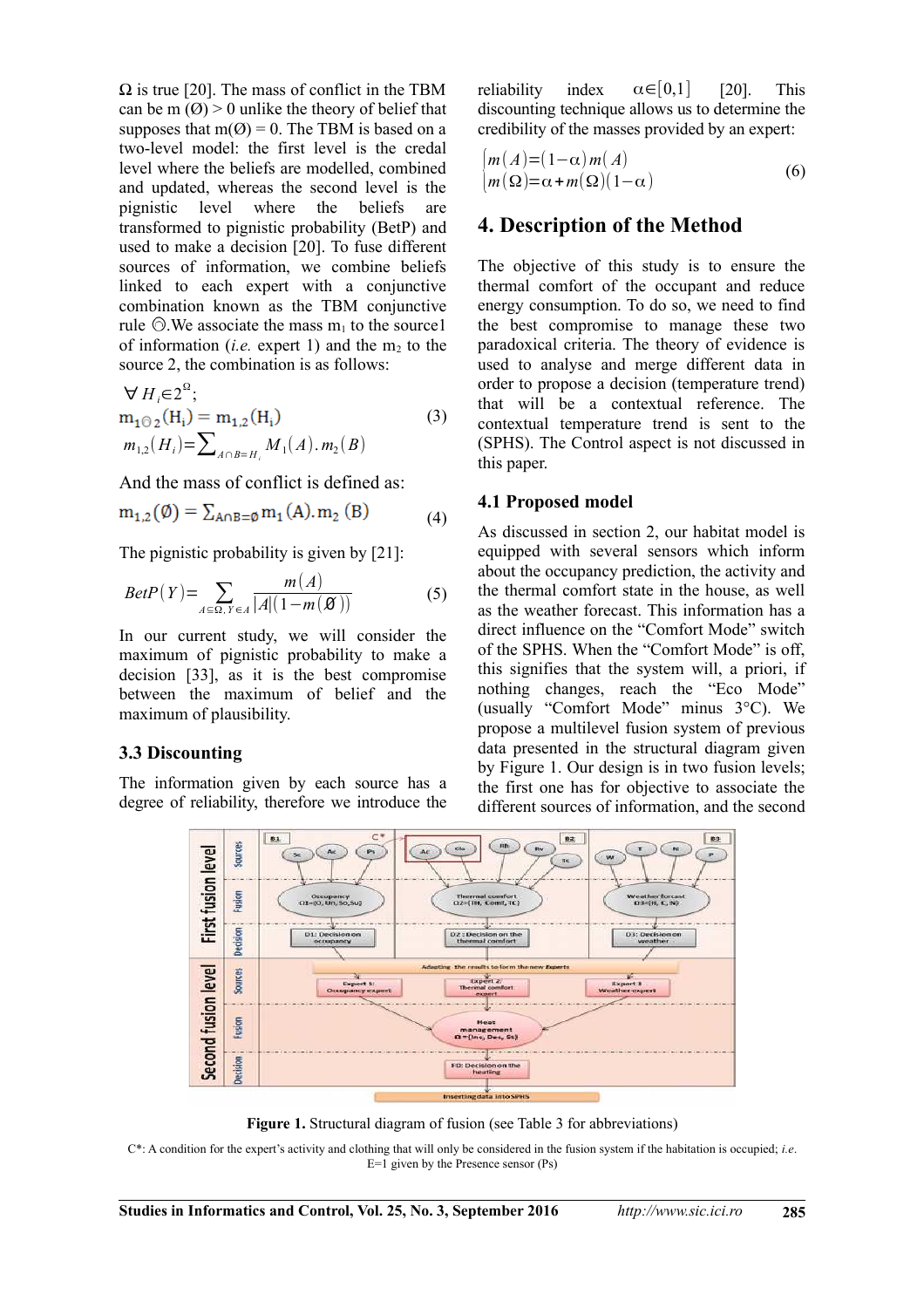Ω is true [20]. The mass of conflict in the TBM can be m (Ø) > 0 unlike the theory of belief that supposes that m(Ø) = 0. The TBM is based on a two-level model: the first level is the credal level where the beliefs are modelled, combined and updated, whereas the second level is the pignistic level where the beliefs are transformed to pignistic probability (BetP) and used to make a decision [20]. To fuse different sources of information, we combine beliefs linked to each expert with a conjunctive combination known as the TBM conjunctive rule ⊝.We associate the mass $m_1$ to the source1 of information (*i.e.* expert 1) and the $m_2$ to the source 2, the combination is as follows:

$$\forall H_i \in 2^{\Omega};$$
$$m_{1 \ominus 2}(H_i) = m_{1,2}(H_i) \tag{3}$$
$$m_{1,2}(H_i) = \sum_{A \cap B = H_i} M_1(A).m_2(B)$$

And the mass of conflict is defined as:

$$m_{1,2}(\emptyset) = \sum_{A \cap B = \emptyset} m_1(A).m_2(B) \tag{4}$$

The pignistic probability is given by [21]:

$$BetP(Y) = \sum_{A \subseteq \Omega,\, Y \in A} \frac{m(A)}{|A|(1 - m(\emptyset))} \tag{5}$$

In our current study, we will consider the maximum of pignistic probability to make a decision [33], as it is the best compromise between the maximum of belief and the maximum of plausibility.

### 3.3 Discounting

The information given by each source has a degree of reliability, therefore we introduce the reliability index $\alpha \in [0,1]$ [20]. This discounting technique allows us to determine the credibility of the masses provided by an expert:

$$\begin{cases} m(A) = (1-\alpha)\, m(A) \\ m(\Omega) = \alpha + m(\Omega)(1-\alpha) \end{cases} \tag{6}$$

## 4. Description of the Method

The objective of this study is to ensure the thermal comfort of the occupant and reduce energy consumption. To do so, we need to find the best compromise to manage these two paradoxical criteria. The theory of evidence is used to analyse and merge different data in order to propose a decision (temperature trend) that will be a contextual reference. The contextual temperature trend is sent to the (SPHS). The Control aspect is not discussed in this paper.

### 4.1 Proposed model

As discussed in section 2, our habitat model is equipped with several sensors which inform about the occupancy prediction, the activity and the thermal comfort state in the house, as well as the weather forecast. This information has a direct influence on the "Comfort Mode" switch of the SPHS. When the "Comfort Mode" is off, this signifies that the system will, a priori, if nothing changes, reach the "Eco Mode" (usually "Comfort Mode" minus 3°C). We propose a multilevel fusion system of previous data presented in the structural diagram given by Figure 1. Our design is in two fusion levels; the first one has for objective to associate the different sources of information, and the second

**Figure 1.** Structural diagram of fusion (see Table 3 for abbreviations)

C*: A condition for the expert's activity and clothing that will only be considered in the fusion system if the habitation is occupied; *i.e.* E=1 given by the Presence sensor (Ps)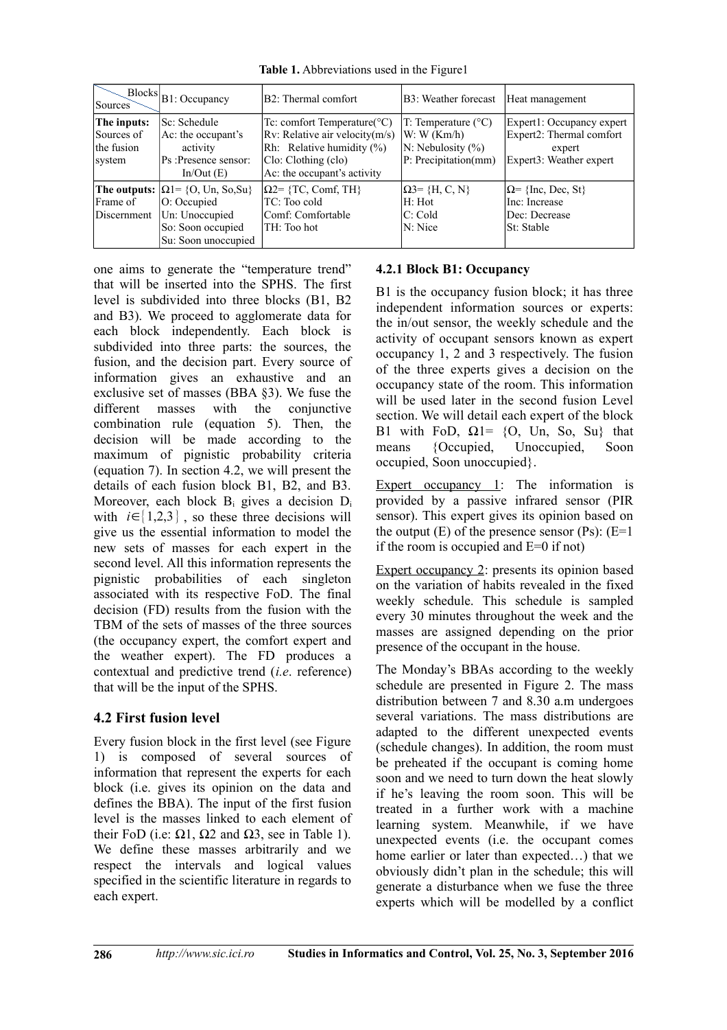**Table 1.** Abbreviations used in the Figure1

| Sources \ Blocks | B1: Occupancy | B2: Thermal comfort | B3: Weather forecast | Heat management |
|---|---|---|---|---|
| **The inputs:** Sources of the fusion system | Sc: Schedule<br>Ac: the occupant's activity<br>Ps :Presence sensor: In/Out (E) | Tc: comfort Temperature(°C)<br>Rv: Relative air velocity(m/s)<br>Rh: Relative humidity (%)<br>Clo: Clothing (clo)<br>Ac: the occupant's activity | T: Temperature (°C)<br>W: W (Km/h)<br>N: Nebulosity (%)<br>P: Precipitation(mm) | Expert1: Occupancy expert<br>Expert2: Thermal comfort expert<br>Expert3: Weather expert |
| **The outputs:** Frame of Discernment | Ω1= {O, Un, So,Su}<br>O: Occupied<br>Un: Unoccupied<br>So: Soon occupied<br>Su: Soon unoccupied | Ω2= {TC, Comf, TH}<br>TC: Too cold<br>Comf: Comfortable<br>TH: Too hot | Ω3= {H, C, N}<br>H: Hot<br>C: Cold<br>N: Nice | Ω= {Inc, Dec, St}<br>Inc: Increase<br>Dec: Decrease<br>St: Stable |

one aims to generate the "temperature trend" that will be inserted into the SPHS. The first level is subdivided into three blocks (B1, B2 and B3). We proceed to agglomerate data for each block independently. Each block is subdivided into three parts: the sources, the fusion, and the decision part. Every source of information gives an exhaustive and an exclusive set of masses (BBA §3). We fuse the different masses with the conjunctive combination rule (equation 5). Then, the decision will be made according to the maximum of pignistic probability criteria (equation 7). In section 4.2, we will present the details of each fusion block B1, B2, and B3. Moreover, each block $B_i$ gives a decision $D_i$ with $i \in \{1,2,3\}$ , so these three decisions will give us the essential information to model the new sets of masses for each expert in the second level. All this information represents the pignistic probabilities of each singleton associated with its respective FoD. The final decision (FD) results from the fusion with the TBM of the sets of masses of the three sources (the occupancy expert, the comfort expert and the weather expert). The FD produces a contextual and predictive trend (*i.e*. reference) that will be the input of the SPHS.

## 4.2 First fusion level

Every fusion block in the first level (see Figure 1) is composed of several sources of information that represent the experts for each block (i.e. gives its opinion on the data and defines the BBA). The input of the first fusion level is the masses linked to each element of their FoD (i.e: Ω1, Ω2 and Ω3, see in Table 1). We define these masses arbitrarily and we respect the intervals and logical values specified in the scientific literature in regards to each expert.

### 4.2.1 Block B1: Occupancy

B1 is the occupancy fusion block; it has three independent information sources or experts: the in/out sensor, the weekly schedule and the activity of occupant sensors known as expert occupancy 1, 2 and 3 respectively. The fusion of the three experts gives a decision on the occupancy state of the room. This information will be used later in the second fusion Level section. We will detail each expert of the block B1 with FoD, Ω1= {O, Un, So, Su} that means {Occupied, Unoccupied, Soon occupied, Soon unoccupied}.

Expert occupancy 1: The information is provided by a passive infrared sensor (PIR sensor). This expert gives its opinion based on the output (E) of the presence sensor (Ps): (E=1 if the room is occupied and E=0 if not)

Expert occupancy 2: presents its opinion based on the variation of habits revealed in the fixed weekly schedule. This schedule is sampled every 30 minutes throughout the week and the masses are assigned depending on the prior presence of the occupant in the house.

The Monday's BBAs according to the weekly schedule are presented in Figure 2. The mass distribution between 7 and 8.30 a.m undergoes several variations. The mass distributions are adapted to the different unexpected events (schedule changes). In addition, the room must be preheated if the occupant is coming home soon and we need to turn down the heat slowly if he's leaving the room soon. This will be treated in a further work with a machine learning system. Meanwhile, if we have unexpected events (i.e. the occupant comes home earlier or later than expected…) that we obviously didn't plan in the schedule; this will generate a disturbance when we fuse the three experts which will be modelled by a conflict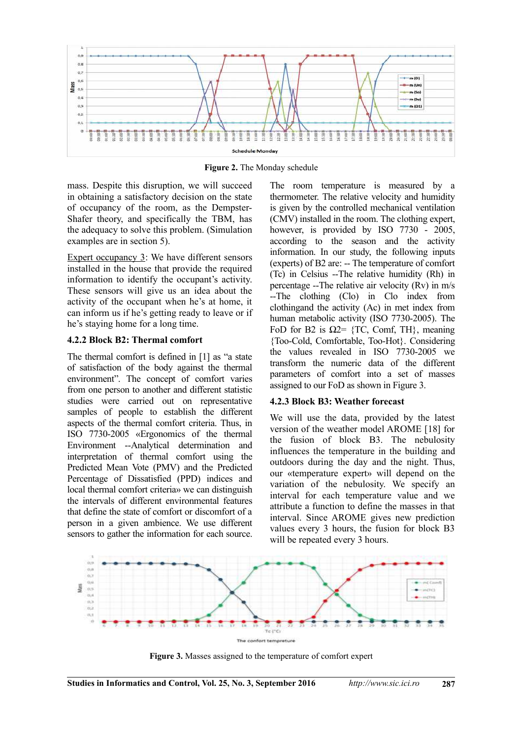**Figure 2.** The Monday schedule

mass. Despite this disruption, we will succeed in obtaining a satisfactory decision on the state of occupancy of the room, as the Dempster-Shafer theory, and specifically the TBM, has the adequacy to solve this problem. (Simulation examples are in section 5).

Expert occupancy 3: We have different sensors installed in the house that provide the required information to identify the occupant's activity. These sensors will give us an idea about the activity of the occupant when he's at home, it can inform us if he's getting ready to leave or if he's staying home for a long time.

#### 4.2.2 Block B2: Thermal comfort

The thermal comfort is defined in [1] as "a state of satisfaction of the body against the thermal environment". The concept of comfort varies from one person to another and different statistic studies were carried out on representative samples of people to establish the different aspects of the thermal comfort criteria. Thus, in ISO 7730-2005 «Ergonomics of the thermal Environment --Analytical determination and interpretation of thermal comfort using the Predicted Mean Vote (PMV) and the Predicted Percentage of Dissatisfied (PPD) indices and local thermal comfort criteria» we can distinguish the intervals of different environmental features that define the state of comfort or discomfort of a person in a given ambience. We use different sensors to gather the information for each source. The room temperature is measured by a thermometer. The relative velocity and humidity is given by the controlled mechanical ventilation (CMV) installed in the room. The clothing expert, however, is provided by ISO 7730 - 2005, according to the season and the activity information. In our study, the following inputs (experts) of B2 are: -- The temperature of comfort (Tc) in Celsius --The relative humidity (Rh) in percentage --The relative air velocity (Rv) in m/s --The clothing (Clo) in Clo index from clothingand the activity (Ac) in met index from human metabolic activity (ISO 7730-2005). The FoD for B2 is $\Omega 2 = \{TC, Comf, TH\}$, meaning {Too-Cold, Comfortable, Too-Hot}. Considering the values revealed in ISO 7730-2005 we transform the numeric data of the different parameters of comfort into a set of masses assigned to our FoD as shown in Figure 3.

#### 4.2.3 Block B3: Weather forecast

We will use the data, provided by the latest version of the weather model AROME [18] for the fusion of block B3. The nebulosity influences the temperature in the building and outdoors during the day and the night. Thus, our «temperature expert» will depend on the variation of the nebulosity. We specify an interval for each temperature value and we attribute a function to define the masses in that interval. Since AROME gives new prediction values every 3 hours, the fusion for block B3 will be repeated every 3 hours.

**Figure 3.** Masses assigned to the temperature of comfort expert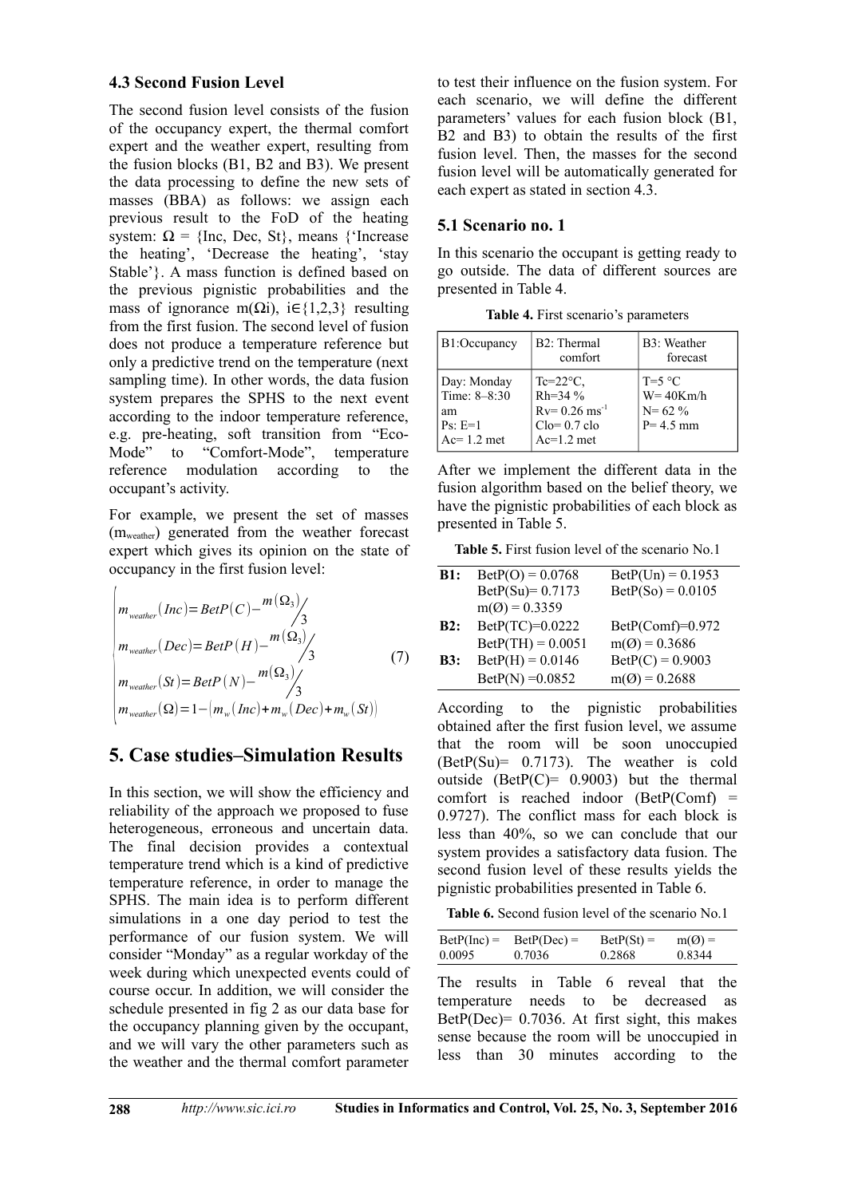### 4.3 Second Fusion Level

The second fusion level consists of the fusion of the occupancy expert, the thermal comfort expert and the weather expert, resulting from the fusion blocks (B1, B2 and B3). We present the data processing to define the new sets of masses (BBA) as follows: we assign each previous result to the FoD of the heating system: $\Omega$ = {Inc, Dec, St}, means {'Increase the heating', 'Decrease the heating', 'stay Stable'}. A mass function is defined based on the previous pignistic probabilities and the mass of ignorance $m(\Omega i)$, $i\in\{1,2,3\}$ resulting from the first fusion. The second level of fusion does not produce a temperature reference but only a predictive trend on the temperature (next sampling time). In other words, the data fusion system prepares the SPHS to the next event according to the indoor temperature reference, e.g. pre-heating, soft transition from "Eco-Mode" to "Comfort-Mode", temperature reference modulation according to the occupant's activity.

For example, we present the set of masses ($m_{weather}$) generated from the weather forecast expert which gives its opinion on the state of occupancy in the first fusion level:

$$\begin{cases} m_{weather}(Inc) = BetP(C) - {}^{m(\Omega_3)}\!/_3 \\ m_{weather}(Dec) = BetP(H) - {}^{m(\Omega_3)}\!/_3 \\ m_{weather}(St) = BetP(N) - {}^{m(\Omega_3)}\!/_3 \\ m_{weather}(\Omega) = 1 - \left(m_w(Inc) + m_w(Dec) + m_w(St)\right) \end{cases} \tag{7}$$

## 5. Case studies–Simulation Results

In this section, we will show the efficiency and reliability of the approach we proposed to fuse heterogeneous, erroneous and uncertain data. The final decision provides a contextual temperature trend which is a kind of predictive temperature reference, in order to manage the SPHS. The main idea is to perform different simulations in a one day period to test the performance of our fusion system. We will consider "Monday" as a regular workday of the week during which unexpected events could of course occur. In addition, we will consider the schedule presented in fig 2 as our data base for the occupancy planning given by the occupant, and we will vary the other parameters such as the weather and the thermal comfort parameter to test their influence on the fusion system. For each scenario, we will define the different parameters' values for each fusion block (B1, B2 and B3) to obtain the results of the first fusion level. Then, the masses for the second fusion level will be automatically generated for each expert as stated in section 4.3.

### 5.1 Scenario no. 1

In this scenario the occupant is getting ready to go outside. The data of different sources are presented in Table 4.

**Table 4.** First scenario's parameters

| B1:Occupancy | B2: Thermal comfort | B3: Weather forecast |
|---|---|---|
| Day: Monday<br>Time: 8–8:30 am<br>Ps: E=1<br>Ac= 1.2 met | Tc=22°C,<br>Rh=34 %<br>Rv= 0.26 ms$^{-1}$<br>Clo= 0.7 clo<br>Ac=1.2 met | T=5 °C<br>W= 40Km/h<br>N= 62 %<br>P= 4.5 mm |

After we implement the different data in the fusion algorithm based on the belief theory, we have the pignistic probabilities of each block as presented in Table 5.

**Table 5.** First fusion level of the scenario No.1

| | | |
|---|---|---|
| **B1:** | BetP(O) = 0.0768 | BetP(Un) = 0.1953 |
| | BetP(Su)= 0.7173 | BetP(So) = 0.0105 |
| | m(Ø) = 0.3359 | |
| **B2:** | BetP(TC)=0.0222 | BetP(Comf)=0.972 |
| | BetP(TH) = 0.0051 | m(Ø) = 0.3686 |
| **B3:** | BetP(H) = 0.0146 | BetP(C) = 0.9003 |
| | BetP(N) =0.0852 | m(Ø) = 0.2688 |

According to the pignistic probabilities obtained after the first fusion level, we assume that the room will be soon unoccupied (BetP(Su)= 0.7173). The weather is cold outside (BetP(C)= 0.9003) but the thermal comfort is reached indoor (BetP(Comf) = 0.9727). The conflict mass for each block is less than 40%, so we can conclude that our system provides a satisfactory data fusion. The second fusion level of these results yields the pignistic probabilities presented in Table 6.

**Table 6.** Second fusion level of the scenario No.1

| BetP(Inc) = | BetP(Dec) = | BetP(St) = | m(Ø) = |
|---|---|---|---|
| 0.0095 | 0.7036 | 0.2868 | 0.8344 |

The results in Table 6 reveal that the temperature needs to be decreased as BetP(Dec)= 0.7036. At first sight, this makes sense because the room will be unoccupied in less than 30 minutes according to the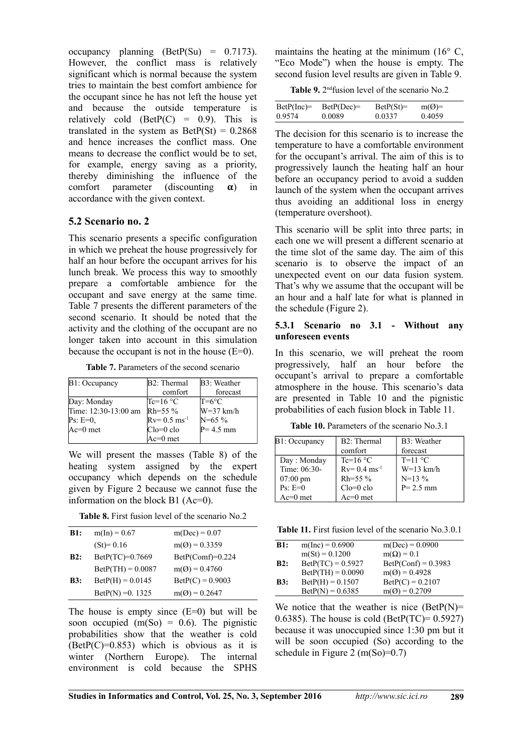occupancy planning (BetP(Su) = 0.7173). However, the conflict mass is relatively significant which is normal because the system tries to maintain the best comfort ambience for the occupant since he has not left the house yet and because the outside temperature is relatively cold (BetP(C) = 0.9). This is translated in the system as BetP(St) = 0.2868 and hence increases the conflict mass. One means to decrease the conflict would be to set, for example, energy saving as a priority, thereby diminishing the influence of the comfort parameter (discounting **α**) in accordance with the given context.

## 5.2 Scenario no. 2

This scenario presents a specific configuration in which we preheat the house progressively for half an hour before the occupant arrives for his lunch break. We process this way to smoothly prepare a comfortable ambience for the occupant and save energy at the same time. Table 7 presents the different parameters of the second scenario. It should be noted that the activity and the clothing of the occupant are no longer taken into account in this simulation because the occupant is not in the house (E=0).

**Table 7.** Parameters of the second scenario

| B1: Occupancy | B2: Thermal comfort | B3: Weather forecast |
|---|---|---|
| Day: Monday | Tc=16 °C | T=6°C |
| Time: 12:30-13:00 am | Rh=55 % | W=37 km/h |
| Ps: E=0, | Rv= 0.5 $ms^{-1}$ | N=65 % |
| Ac=0 met | Clo=0 clo | P= 4.5 mm |
| | Ac=0 met | |

We will present the masses (Table 8) of the heating system assigned by the expert occupancy which depends on the schedule given by Figure 2 because we cannot fuse the information on the block B1 (Ac=0).

**Table 8.** First fusion level of the scenario No.2

| | | |
|---|---|---|
| **B1:** | m(In) = 0.67 | m(Dec) = 0.07 |
| | (St)= 0.16 | m(Ø) = 0.3359 |
| **B2:** | BetP(TC)=0.7669 | BetP(Comf)=0.224 |
| | BetP(TH) = 0.0087 | m(Ø) = 0.4760 |
| **B3:** | BetP(H) = 0.0145 | BetP(C) = 0.9003 |
| | BetP(N) =0. 1325 | m(Ø) = 0.2647 |

The house is empty since (E=0) but will be soon occupied (m(So) = 0.6). The pignistic probabilities show that the weather is cold (BetP(C)=0.853) which is obvious as it is winter (Northern Europe). The internal environment is cold because the SPHS maintains the heating at the minimum (16° C, "Eco Mode") when the house is empty. The second fusion level results are given in Table 9.

**Table 9.** 2[nd]fusion level of the scenario No.2

| BetP(Inc)= | BetP(Dec)= | BetP(St)= | m(Ø)= |
|---|---|---|---|
| 0.9574 | 0.0089 | 0.0337 | 0.4059 |

The decision for this scenario is to increase the temperature to have a comfortable environment for the occupant's arrival. The aim of this is to progressively launch the heating half an hour before an occupancy period to avoid a sudden launch of the system when the occupant arrives thus avoiding an additional loss in energy (temperature overshoot).

This scenario will be split into three parts; in each one we will present a different scenario at the time slot of the same day. The aim of this scenario is to observe the impact of an unexpected event on our data fusion system. That's why we assume that the occupant will be an hour and a half late for what is planned in the schedule (Figure 2).

### 5.3.1 Scenario no 3.1 - Without any unforeseen events

In this scenario, we will preheat the room progressively, half an hour before the occupant's arrival to prepare a comfortable atmosphere in the house. This scenario's data are presented in Table 10 and the pignistic probabilities of each fusion block in Table 11.

**Table 10.** Parameters of the scenario No.3.1

| B1: Occupancy | B2: Thermal comfort | B3: Weather forecast |
|---|---|---|
| Day : Monday | Tc=16 °C | T=11 °C |
| Time: 06:30-07:00 pm | Rv= 0.4 $ms^{-1}$ | W=13 km/h |
| Ps: E=0 | Rh=55 % | N=13 % |
| Ac=0 met | Clo=0 clo | P= 2.5 mm |
| | Ac=0 met | |

**Table 11.** First fusion level of the scenario No.3.0.1

| | | |
|---|---|---|
| **B1:** | m(Inc) = 0.6900 | m(Dec) = 0.0900 |
| | m(St) = 0.1200 | m(Ω) = 0.1 |
| **B2:** | BetP(TC) = 0.5927 | BetP(Conf) = 0.3983 |
| | BetP(TH) = 0.0090 | m(Ø) = 0.4928 |
| **B3:** | BetP(H) = 0.1507 | BetP(C) = 0.2107 |
| | BetP(N) = 0.6385 | m(Ø) = 0.2709 |

We notice that the weather is nice (BetP(N)= 0.6385). The house is cold (BetP(TC)= 0.5927) because it was unoccupied since 1:30 pm but it will be soon occupied (So) according to the schedule in Figure 2 (m(So)=0.7)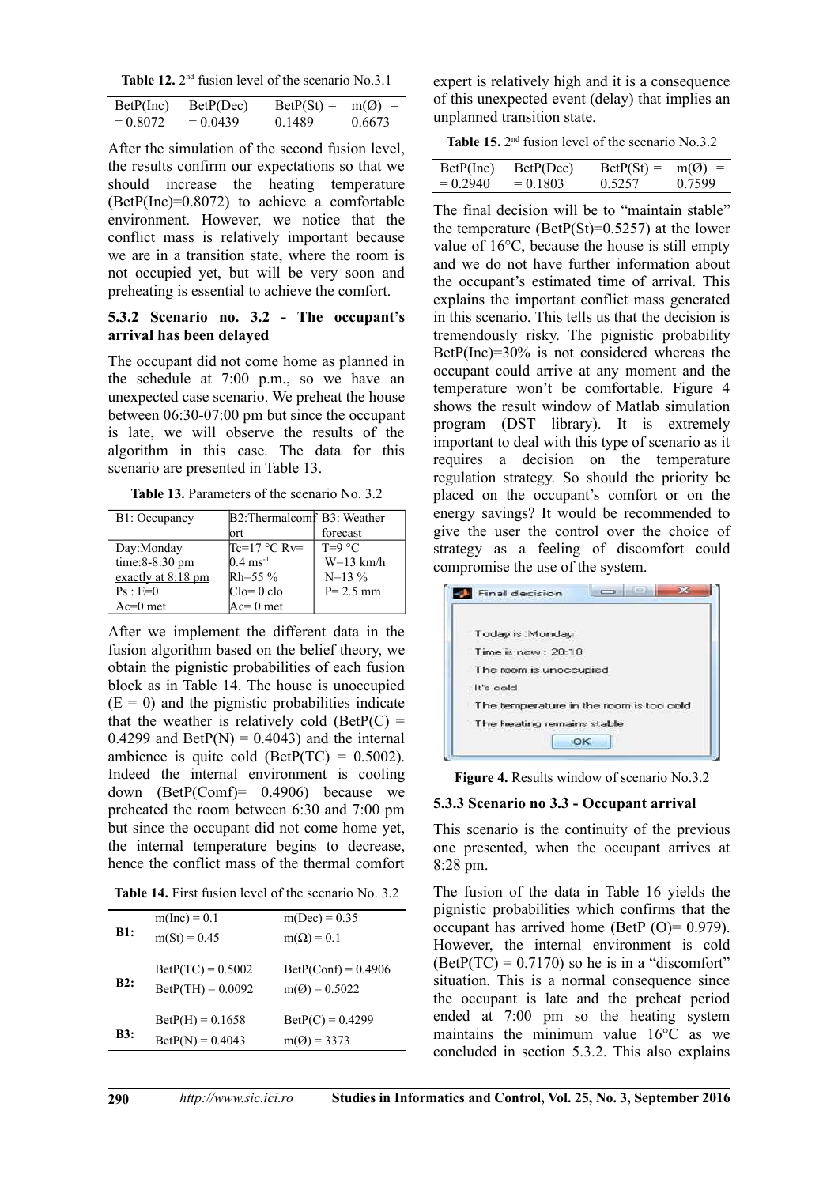**Table 12.** 2[nd] fusion level of the scenario No.3.1

| BetP(Inc) = 0.8072 | BetP(Dec) = 0.0439 | BetP(St) = 0.1489 | m(Ø) = 0.6673 |
|---|---|---|---|

After the simulation of the second fusion level, the results confirm our expectations so that we should increase the heating temperature (BetP(Inc)=0.8072) to achieve a comfortable environment. However, we notice that the conflict mass is relatively important because we are in a transition state, where the room is not occupied yet, but will be very soon and preheating is essential to achieve the comfort.

### 5.3.2 Scenario no. 3.2 - The occupant's arrival has been delayed

The occupant did not come home as planned in the schedule at 7:00 p.m., so we have an unexpected case scenario. We preheat the house between 06:30-07:00 pm but since the occupant is late, we will observe the results of the algorithm in this case. The data for this scenario are presented in Table 13.

**Table 13.** Parameters of the scenario No. 3.2

| B1: Occupancy | B2:Thermalcomfort | B3: Weather forecast |
|---|---|---|
| Day:Monday<br>time:8-8:30 pm<br>exactly at 8:18 pm<br>Ps : E=0<br>Ac=0 met | Tc=17 °C Rv= 0.4 ms$^{-1}$<br>Rh=55 %<br>Clo= 0 clo<br>Ac= 0 met | T=9 °C<br>W=13 km/h<br>N=13 %<br>P= 2.5 mm |

After we implement the different data in the fusion algorithm based on the belief theory, we obtain the pignistic probabilities of each fusion block as in Table 14. The house is unoccupied (E = 0) and the pignistic probabilities indicate that the weather is relatively cold (BetP(C) = 0.4299 and BetP(N) = 0.4043) and the internal ambience is quite cold (BetP(TC) = 0.5002). Indeed the internal environment is cooling down (BetP(Comf)= 0.4906) because we preheated the room between 6:30 and 7:00 pm but since the occupant did not come home yet, the internal temperature begins to decrease, hence the conflict mass of the thermal comfort expert is relatively high and it is a consequence of this unexpected event (delay) that implies an unplanned transition state.

**Table 14.** First fusion level of the scenario No. 3.2

| | | |
|---|---|---|
| **B1:** | m(Inc) = 0.1<br>m(St) = 0.45 | m(Dec) = 0.35<br>m(Ω) = 0.1 |
| **B2:** | BetP(TC) = 0.5002<br>BetP(TH) = 0.0092 | BetP(Conf) = 0.4906<br>m(Ø) = 0.5022 |
| **B3:** | BetP(H) = 0.1658<br>BetP(N) = 0.4043 | BetP(C) = 0.4299<br>m(Ø) = 3373 |

**Table 15.** 2[nd] fusion level of the scenario No.3.2

| BetP(Inc) = 0.2940 | BetP(Dec) = 0.1803 | BetP(St) = 0.5257 | m(Ø) = 0.7599 |
|---|---|---|---|

The final decision will be to "maintain stable" the temperature (BetP(St)=0.5257) at the lower value of 16°C, because the house is still empty and we do not have further information about the occupant's estimated time of arrival. This explains the important conflict mass generated in this scenario. This tells us that the decision is tremendously risky. The pignistic probability BetP(Inc)=30% is not considered whereas the occupant could arrive at any moment and the temperature won't be comfortable. Figure 4 shows the result window of Matlab simulation program (DST library). It is extremely important to deal with this type of scenario as it requires a decision on the temperature regulation strategy. So should the priority be placed on the occupant's comfort or on the energy savings? It would be recommended to give the user the control over the choice of strategy as a feeling of discomfort could compromise the use of the system.

```
Final decision

Today is :Monday
Time is now : 20:18
The room is unoccupied
It's cold
The temperature in the room is too cold
The heating remains stable
OK
```

**Figure 4.** Results window of scenario No.3.2

### 5.3.3 Scenario no 3.3 - Occupant arrival

This scenario is the continuity of the previous one presented, when the occupant arrives at 8:28 pm.

The fusion of the data in Table 16 yields the pignistic probabilities which confirms that the occupant has arrived home (BetP (O)= 0.979). However, the internal environment is cold (BetP(TC) = 0.7170) so he is in a "discomfort" situation. This is a normal consequence since the occupant is late and the preheat period ended at 7:00 pm so the heating system maintains the minimum value 16°C as we concluded in section 5.3.2. This also explains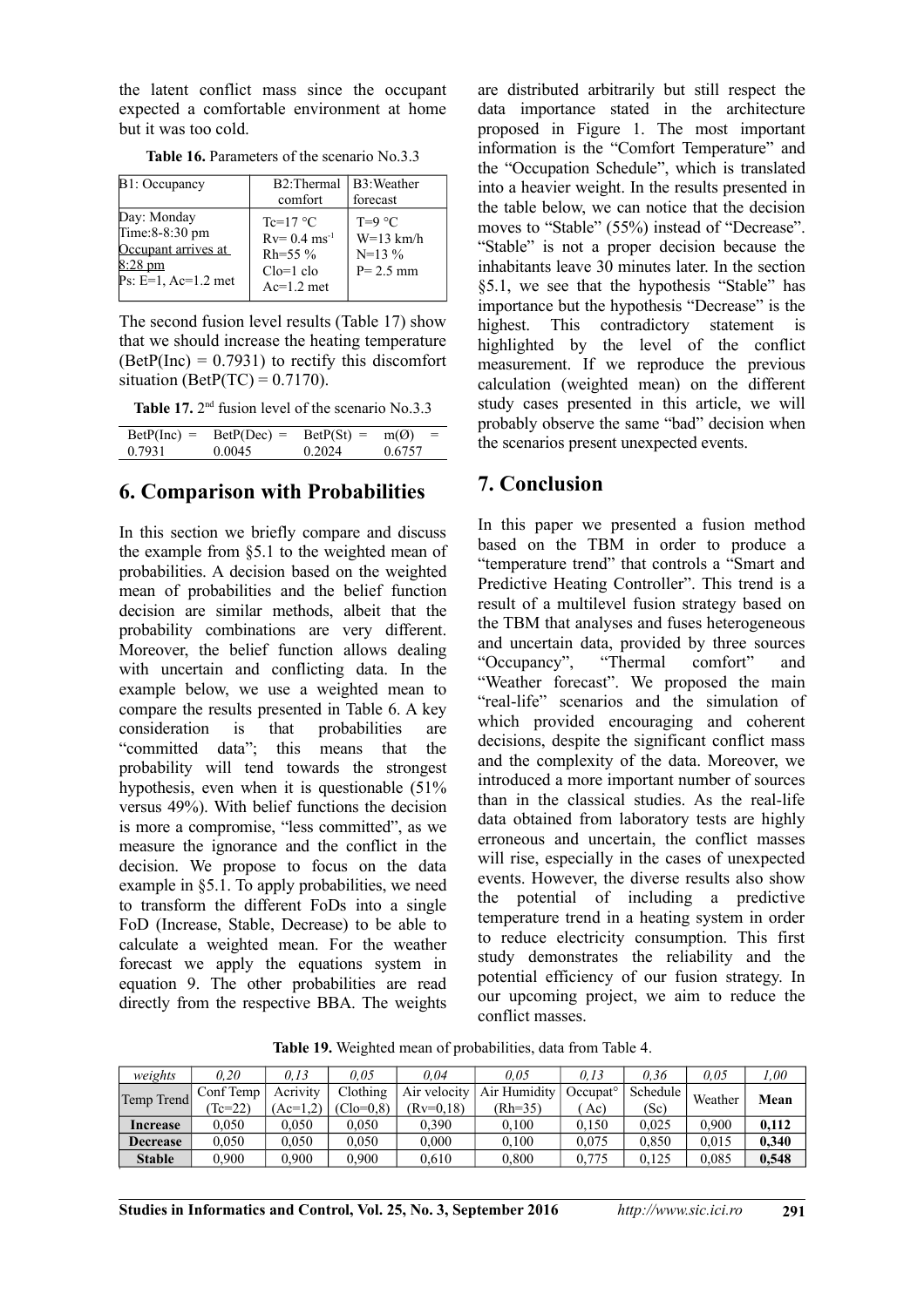the latent conflict mass since the occupant expected a comfortable environment at home but it was too cold.

**Table 16.** Parameters of the scenario No.3.3

| B1: Occupancy | B2:Thermal comfort | B3:Weather forecast |
|---|---|---|
| Day: Monday<br>Time:8-8:30 pm<br>Occupant arrives at 8:28 pm<br>Ps: E=1, Ac=1.2 met | Tc=17 °C<br>Rv= 0.4 $ms^{-1}$<br>Rh=55 %<br>Clo=1 clo<br>Ac=1.2 met | T=9 °C<br>W=13 km/h<br>N=13 %<br>P= 2.5 mm |

The second fusion level results (Table 17) show that we should increase the heating temperature (BetP(Inc) = 0.7931) to rectify this discomfort situation (BetP(TC) = 0.7170).

**Table 17.** 2[nd] fusion level of the scenario No.3.3

| BetP(Inc) = | BetP(Dec) = | BetP(St) = | m(Ø) = |
|---|---|---|---|
| 0.7931 | 0.0045 | 0.2024 | 0.6757 |

## 6. Comparison with Probabilities

In this section we briefly compare and discuss the example from §5.1 to the weighted mean of probabilities. A decision based on the weighted mean of probabilities and the belief function decision are similar methods, albeit that the probability combinations are very different. Moreover, the belief function allows dealing with uncertain and conflicting data. In the example below, we use a weighted mean to compare the results presented in Table 6. A key consideration is that probabilities are "committed data"; this means that the probability will tend towards the strongest hypothesis, even when it is questionable (51% versus 49%). With belief functions the decision is more a compromise, "less committed", as we measure the ignorance and the conflict in the decision. We propose to focus on the data example in §5.1. To apply probabilities, we need to transform the different FoDs into a single FoD (Increase, Stable, Decrease) to be able to calculate a weighted mean. For the weather forecast we apply the equations system in equation 9. The other probabilities are read directly from the respective BBA. The weights are distributed arbitrarily but still respect the data importance stated in the architecture proposed in Figure 1. The most important information is the "Comfort Temperature" and the "Occupation Schedule", which is translated into a heavier weight. In the results presented in the table below, we can notice that the decision moves to "Stable" (55%) instead of "Decrease". "Stable" is not a proper decision because the inhabitants leave 30 minutes later. In the section §5.1, we see that the hypothesis "Stable" has importance but the hypothesis "Decrease" is the highest. This contradictory statement is highlighted by the level of the conflict measurement. If we reproduce the previous calculation (weighted mean) on the different study cases presented in this article, we will probably observe the same "bad" decision when the scenarios present unexpected events.

## 7. Conclusion

In this paper we presented a fusion method based on the TBM in order to produce a "temperature trend" that controls a "Smart and Predictive Heating Controller". This trend is a result of a multilevel fusion strategy based on the TBM that analyses and fuses heterogeneous and uncertain data, provided by three sources "Occupancy", "Thermal comfort" and "Weather forecast". We proposed the main "real-life" scenarios and the simulation of which provided encouraging and coherent decisions, despite the significant conflict mass and the complexity of the data. Moreover, we introduced a more important number of sources than in the classical studies. As the real-life data obtained from laboratory tests are highly erroneous and uncertain, the conflict masses will rise, especially in the cases of unexpected events. However, the diverse results also show the potential of including a predictive temperature trend in a heating system in order to reduce electricity consumption. This first study demonstrates the reliability and the potential efficiency of our fusion strategy. In our upcoming project, we aim to reduce the conflict masses.

**Table 19.** Weighted mean of probabilities, data from Table 4.

| *weights* | *0,20* | *0,13* | *0,05* | *0,04* | *0,05* | *0,13* | *0,36* | *0,05* | *1,00* |
|---|---|---|---|---|---|---|---|---|---|
| Temp Trend | Conf Temp (Tc=22) | Acrivity (Ac=1,2) | Clothing (Clo=0,8) | Air velocity (Rv=0,18) | Air Humidity (Rh=35) | Occupat° ( Ac) | Schedule (Sc) | Weather | **Mean** |
| **Increase** | 0,050 | 0,050 | 0,050 | 0,390 | 0,100 | 0,150 | 0,025 | 0,900 | **0,112** |
| **Decrease** | 0,050 | 0,050 | 0,050 | 0,000 | 0,100 | 0,075 | 0,850 | 0,015 | **0,340** |
| **Stable** | 0,900 | 0,900 | 0,900 | 0,610 | 0,800 | 0,775 | 0,125 | 0,085 | **0,548** |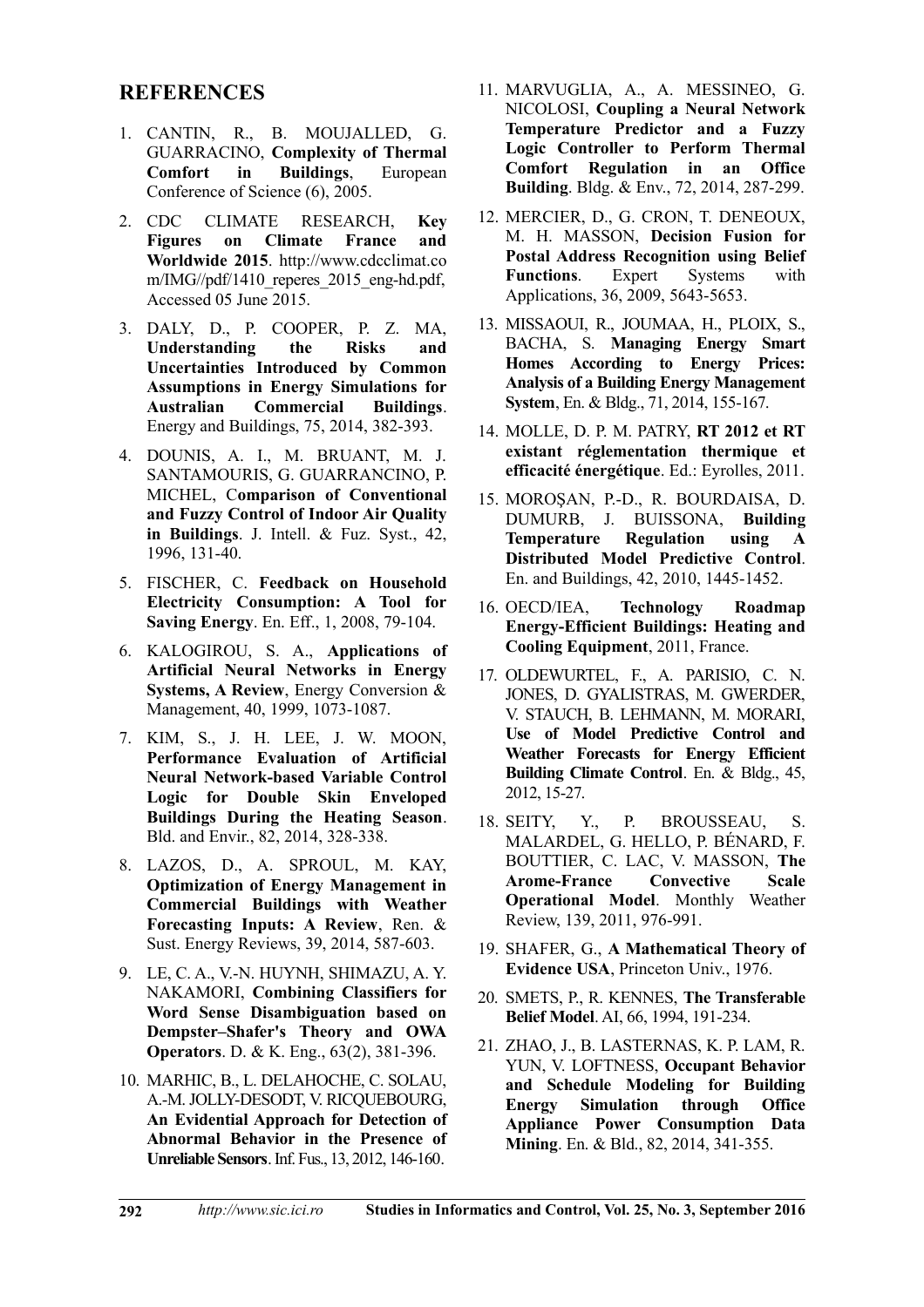## REFERENCES

1. CANTIN, R., B. MOUJALLED, G. GUARRACINO, **Complexity of Thermal Comfort in Buildings**, European Conference of Science (6), 2005.
2. CDC CLIMATE RESEARCH, **Key Figures on Climate France and Worldwide 2015**. http://www.cdcclimat.com/IMG//pdf/1410_reperes_2015_eng-hd.pdf, Accessed 05 June 2015.
3. DALY, D., P. COOPER, P. Z. MA, **Understanding the Risks and Uncertainties Introduced by Common Assumptions in Energy Simulations for Australian Commercial Buildings**. Energy and Buildings, 75, 2014, 382-393.
4. DOUNIS, A. I., M. BRUANT, M. J. SANTAMOURIS, G. GUARRANCINO, P. MICHEL, **Comparison of Conventional and Fuzzy Control of Indoor Air Quality in Buildings**. J. Intell. & Fuz. Syst., 42, 1996, 131-40.
5. FISCHER, C. **Feedback on Household Electricity Consumption: A Tool for Saving Energy**. En. Eff., 1, 2008, 79-104.
6. KALOGIROU, S. A., **Applications of Artificial Neural Networks in Energy Systems, A Review**, Energy Conversion & Management, 40, 1999, 1073-1087.
7. KIM, S., J. H. LEE, J. W. MOON, **Performance Evaluation of Artificial Neural Network-based Variable Control Logic for Double Skin Enveloped Buildings During the Heating Season**. Bld. and Envir., 82, 2014, 328-338.
8. LAZOS, D., A. SPROUL, M. KAY, **Optimization of Energy Management in Commercial Buildings with Weather Forecasting Inputs: A Review**, Ren. & Sust. Energy Reviews, 39, 2014, 587-603.
9. LE, C. A., V.-N. HUYNH, SHIMAZU, A. Y. NAKAMORI, **Combining Classifiers for Word Sense Disambiguation based on Dempster–Shafer's Theory and OWA Operators**. D. & K. Eng., 63(2), 381-396.
10. MARHIC, B., L. DELAHOCHE, C. SOLAU, A.-M. JOLLY-DESODT, V. RICQUEBOURG, **An Evidential Approach for Detection of Abnormal Behavior in the Presence of Unreliable Sensors**. Inf. Fus., 13, 2012, 146-160.
11. MARVUGLIA, A., A. MESSINEO, G. NICOLOSI, **Coupling a Neural Network Temperature Predictor and a Fuzzy Logic Controller to Perform Thermal Comfort Regulation in an Office Building**. Bldg. & Env., 72, 2014, 287-299.
12. MERCIER, D., G. CRON, T. DENEOUX, M. H. MASSON, **Decision Fusion for Postal Address Recognition using Belief Functions**. Expert Systems with Applications, 36, 2009, 5643-5653.
13. MISSAOUI, R., JOUMAA, H., PLOIX, S., BACHA, S. **Managing Energy Smart Homes According to Energy Prices: Analysis of a Building Energy Management System**, En. & Bldg., 71, 2014, 155-167.
14. MOLLE, D. P. M. PATRY, **RT 2012 et RT existant réglementation thermique et efficacité énergétique**. Ed.: Eyrolles, 2011.
15. MOROŞAN, P.-D., R. BOURDAISA, D. DUMURB, J. BUISSONA, **Building Temperature Regulation using A Distributed Model Predictive Control**. En. and Buildings, 42, 2010, 1445-1452.
16. OECD/IEA, **Technology Roadmap Energy-Efficient Buildings: Heating and Cooling Equipment**, 2011, France.
17. OLDEWURTEL, F., A. PARISIO, C. N. JONES, D. GYALISTRAS, M. GWERDER, V. STAUCH, B. LEHMANN, M. MORARI, **Use of Model Predictive Control and Weather Forecasts for Energy Efficient Building Climate Control**. En. & Bldg., 45, 2012, 15-27.
18. SEITY, Y., P. BROUSSEAU, S. MALARDEL, G. HELLO, P. BÉNARD, F. BOUTTIER, C. LAC, V. MASSON, **The Arome-France Convective Scale Operational Model**. Monthly Weather Review, 139, 2011, 976-991.
19. SHAFER, G., **A Mathematical Theory of Evidence USA**, Princeton Univ., 1976.
20. SMETS, P., R. KENNES, **The Transferable Belief Model**. AI, 66, 1994, 191-234.
21. ZHAO, J., B. LASTERNAS, K. P. LAM, R. YUN, V. LOFTNESS, **Occupant Behavior and Schedule Modeling for Building Energy Simulation through Office Appliance Power Consumption Data Mining**. En. & Bld., 82, 2014, 341-355.